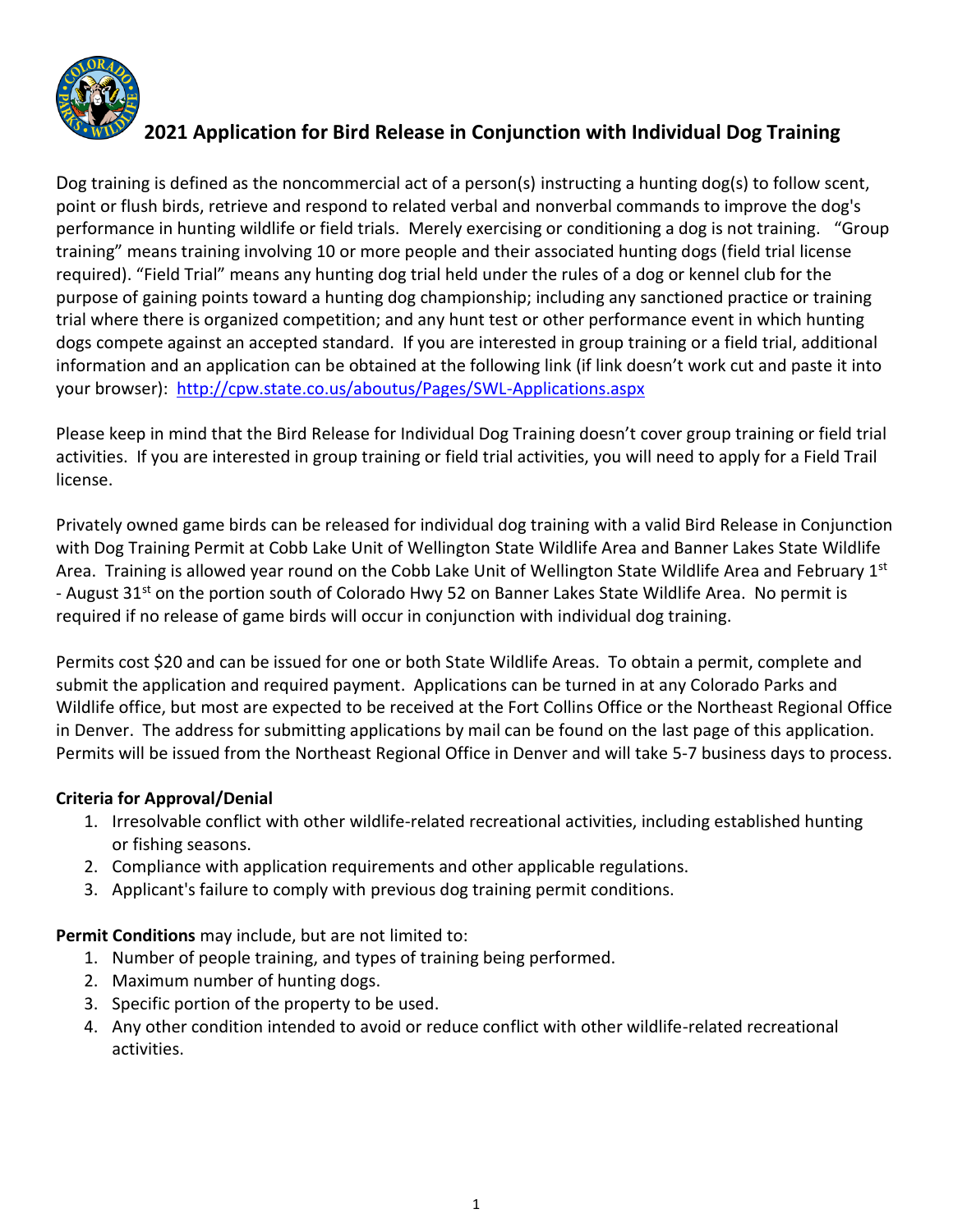# 2021 Application for Bird Release in Conjunction with Individual Dog Training

Dog training is defined as the noncommercial act of a person(s) instructing a hunting dog(s) to follow scent, point or flush birds, retrieve and respond to related verbal and nonverbal commands to improve the dog's performance in hunting wildlife or field trials. Merely exercising or conditioning a dog is not training. "Group training" means training involving 10 or more people and their associated hunting dogs (field trial license required). "Field Trial" means any hunting dog trial held under the rules of a dog or kennel club for the purpose of gaining points toward a hunting dog championship; including any sanctioned practice or training trial where there is organized competition; and any hunt test or other performance event in which hunting dogs compete against an accepted standard. If you are interested in group training or a field trial, additional information and an application can be obtained at the following link (if link doesn't work cut and paste it into your browser): http://cpw.state.co.us/aboutus/Pages/SWL-Applications.aspx

Please keep in mind that the Bird Release for Individual Dog Training doesn't cover group training or field trial activities. If you are interested in group training or field trial activities, you will need to apply for a Field Trail license.

Privately owned game birds can be released for individual dog training with a valid Bird Release in Conjunction with Dog Training Permit at Cobb Lake Unit of Wellington State Wildlife Area and Banner Lakes State Wildlife Area. Training is allowed year round on the Cobb Lake Unit of Wellington State Wildlife Area and February 1st - August 31st on the portion south of Colorado Hwy 52 on Banner Lakes State Wildlife Area. No permit is required if no release of game birds will occur in conjunction with individual dog training.

Permits cost $20 and can be issued for one or both State Wildlife Areas. To obtain a permit, complete and submit the application and required payment. Applications can be turned in at any Colorado Parks and Wildlife office, but most are expected to be received at the Fort Collins Office or the Northeast Regional Office in Denver. The address for submitting applications by mail can be found on the last page of this application. Permits will be issued from the Northeast Regional Office in Denver and will take 5-7 business days to process.

**Criteria for Approval/Denial**

1. Irresolvable conflict with other wildlife-related recreational activities, including established hunting or fishing seasons.
2. Compliance with application requirements and other applicable regulations.
3. Applicant's failure to comply with previous dog training permit conditions.

**Permit Conditions** may include, but are not limited to:

1. Number of people training, and types of training being performed.
2. Maximum number of hunting dogs.
3. Specific portion of the property to be used.
4. Any other condition intended to avoid or reduce conflict with other wildlife-related recreational activities.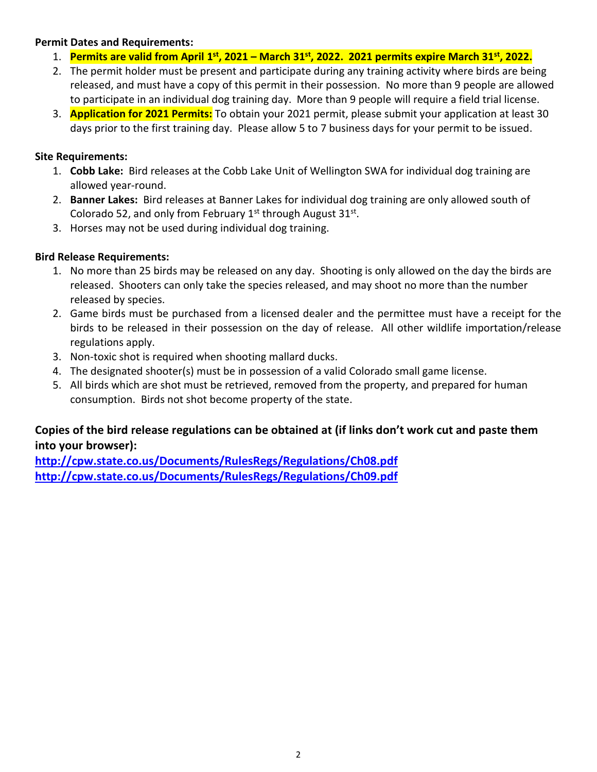**Permit Dates and Requirements:**

1. **Permits are valid from April 1st, 2021 – March 31st, 2022. 2021 permits expire March 31st, 2022.**
2. The permit holder must be present and participate during any training activity where birds are being released, and must have a copy of this permit in their possession. No more than 9 people are allowed to participate in an individual dog training day. More than 9 people will require a field trial license.
3. **Application for 2021 Permits:** To obtain your 2021 permit, please submit your application at least 30 days prior to the first training day. Please allow 5 to 7 business days for your permit to be issued.

**Site Requirements:**

1. **Cobb Lake:** Bird releases at the Cobb Lake Unit of Wellington SWA for individual dog training are allowed year-round.
2. **Banner Lakes:** Bird releases at Banner Lakes for individual dog training are only allowed south of Colorado 52, and only from February 1st through August 31st.
3. Horses may not be used during individual dog training.

**Bird Release Requirements:**

1. No more than 25 birds may be released on any day. Shooting is only allowed on the day the birds are released. Shooters can only take the species released, and may shoot no more than the number released by species.
2. Game birds must be purchased from a licensed dealer and the permittee must have a receipt for the birds to be released in their possession on the day of release. All other wildlife importation/release regulations apply.
3. Non-toxic shot is required when shooting mallard ducks.
4. The designated shooter(s) must be in possession of a valid Colorado small game license.
5. All birds which are shot must be retrieved, removed from the property, and prepared for human consumption. Birds not shot become property of the state.

**Copies of the bird release regulations can be obtained at (if links don't work cut and paste them into your browser):**

**http://cpw.state.co.us/Documents/RulesRegs/Regulations/Ch08.pdf**
**http://cpw.state.co.us/Documents/RulesRegs/Regulations/Ch09.pdf**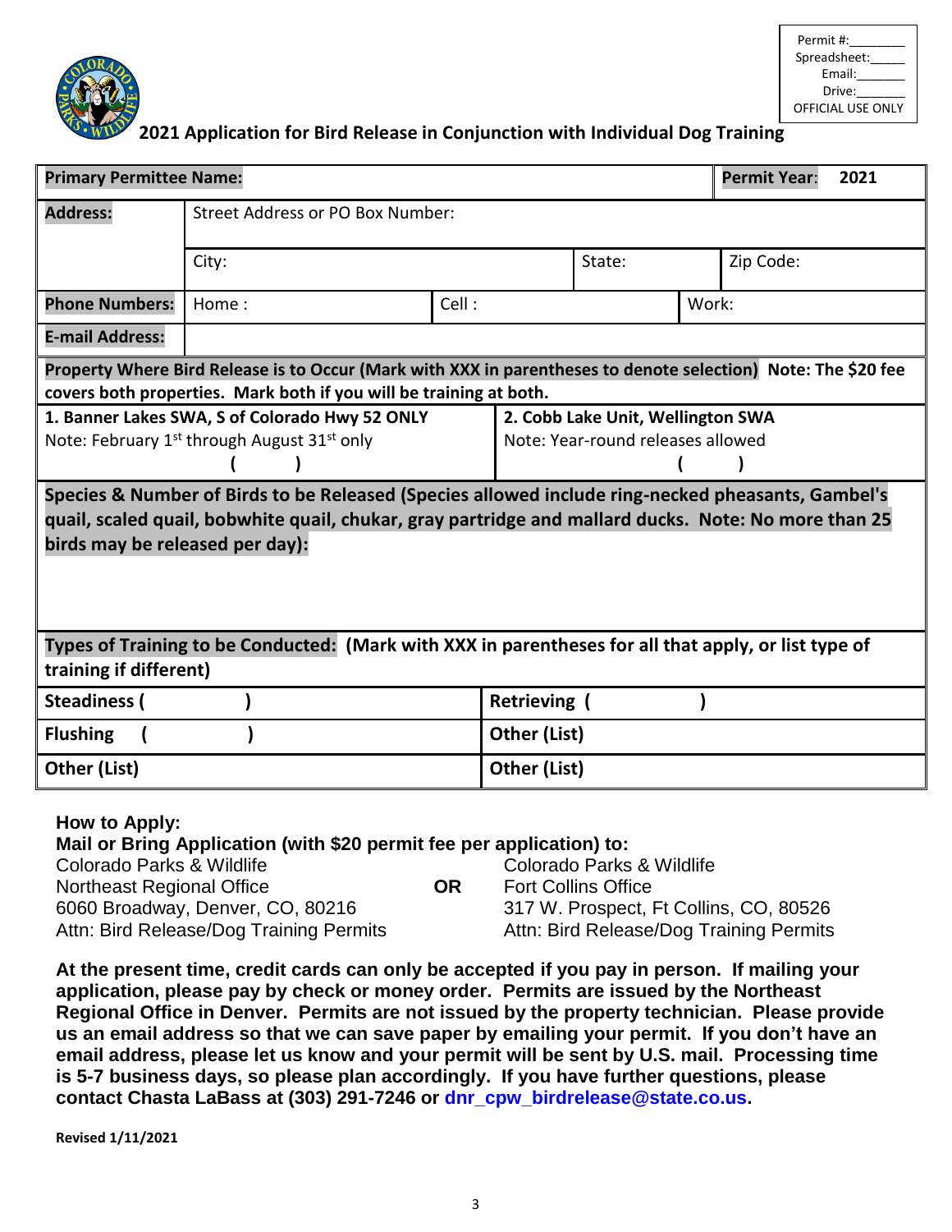| Permit #:________ |
|---|
| Spreadsheet:_____ |
| Email:_______ |
| Drive:_______ |
| OFFICIAL USE ONLY |

# 2021 Application for Bird Release in Conjunction with Individual Dog Training

| | | | | | |
|---|---|---|---|---|---|
| **Primary Permittee Name:** | | | | **Permit Year:** | **2021** |
| **Address:** | Street Address or PO Box Number: | | | | |
| | City: | | State: | | Zip Code: |
| **Phone Numbers:** | Home : | Cell : | | Work: | |
| **E-mail Address:** | | | | | |

**Property Where Bird Release is to Occur (Mark with XXX in parentheses to denote selection) Note: The $20 fee covers both properties. Mark both if you will be training at both.**

| | |
|---|---|
| **1. Banner Lakes SWA, S of Colorado Hwy 52 ONLY** | **2. Cobb Lake Unit, Wellington SWA** |
| Note: February 1st through August 31st only | Note: Year-round releases allowed |
| ( ) | ( ) |

**Species & Number of Birds to be Released (Species allowed include ring-necked pheasants, Gambel's quail, scaled quail, bobwhite quail, chukar, gray partridge and mallard ducks. Note: No more than 25 birds may be released per day):**

**Types of Training to be Conducted: (Mark with XXX in parentheses for all that apply, or list type of training if different)**

| | |
|---|---|
| **Steadiness ( )** | **Retrieving ( )** |
| **Flushing ( )** | **Other (List)** |
| **Other (List)** | **Other (List)** |

**How to Apply:**
**Mail or Bring Application (with $20 permit fee per application) to:**

Colorado Parks & Wildlife
Northeast Regional Office
6060 Broadway, Denver, CO, 80216
Attn: Bird Release/Dog Training Permits

**OR**

Colorado Parks & Wildlife
Fort Collins Office
317 W. Prospect, Ft Collins, CO, 80526
Attn: Bird Release/Dog Training Permits

**At the present time, credit cards can only be accepted if you pay in person. If mailing your application, please pay by check or money order. Permits are issued by the Northeast Regional Office in Denver. Permits are not issued by the property technician. Please provide us an email address so that we can save paper by emailing your permit. If you don't have an email address, please let us know and your permit will be sent by U.S. mail. Processing time is 5-7 business days, so please plan accordingly. If you have further questions, please contact Chasta LaBass at (303) 291-7246 or dnr_cpw_birdrelease@state.co.us.**

**Revised 1/11/2021**